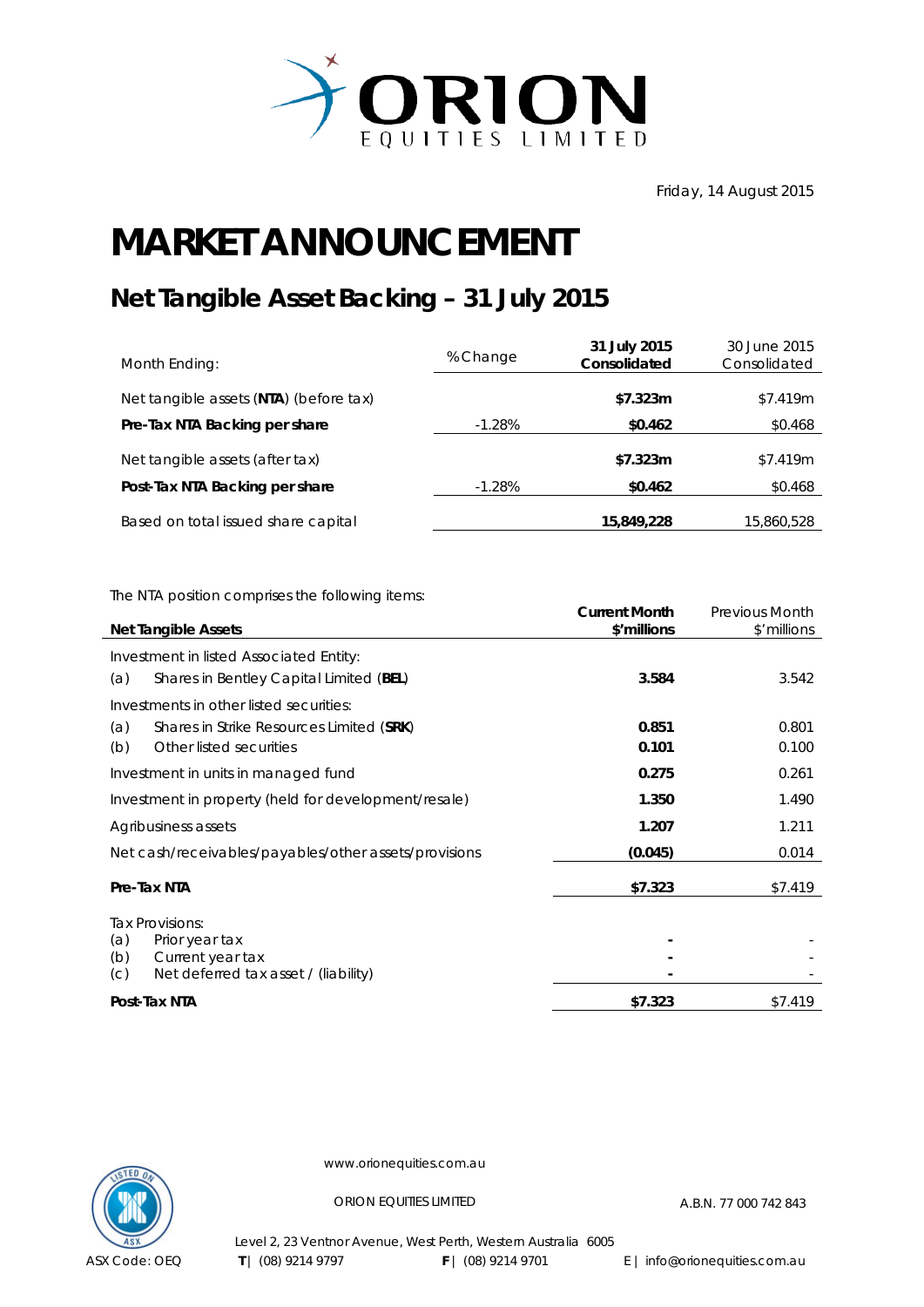ORION EQUITIES LIMITED

Friday, 14 August 2015

# MARKET ANNOUNCEMENT

## Net Tangible Asset Backing – 31 July 2015

| Month Ending: | % Change | **31 July 2015 Consolidated** | 30 June 2015 Consolidated |
|---|---|---|---|
| Net tangible assets (**NTA**) (before tax) | | **$7.323m** | $7.419m |
| **Pre-Tax NTA Backing per share** | -1.28% | **$0.462** | $0.468 |
| Net tangible assets (after tax) | | **$7.323m** | $7.419m |
| **Post-Tax NTA Backing per share** | -1.28% | **$0.462** | $0.468 |
| Based on total issued share capital | | **15,849,228** | 15,860,528 |

The NTA position comprises the following items:

| **Net Tangible Assets** | **Current Month $'millions** | Previous Month $'millions |
|---|---|---|
| Investment in listed Associated Entity: | | |
| (a) Shares in Bentley Capital Limited (**BEL**) | **3.584** | 3.542 |
| Investments in other listed securities: | | |
| (a) Shares in Strike Resources Limited (**SRK**) | **0.851** | 0.801 |
| (b) Other listed securities | **0.101** | 0.100 |
| Investment in units in managed fund | **0.275** | 0.261 |
| Investment in property (held for development/resale) | **1.350** | 1.490 |
| Agribusiness assets | **1.207** | 1.211 |
| Net cash/receivables/payables/other assets/provisions | **(0.045)** | 0.014 |
| **Pre-Tax NTA** | **$7.323** | $7.419 |
| Tax Provisions: | | |
| (a) Prior year tax | **-** | - |
| (b) Current year tax | **-** | - |
| (c) Net deferred tax asset / (liability) | **-** | - |
| **Post-Tax NTA** | **$7.323** | $7.419 |

www.orionequities.com.au

ORION EQUITIES LIMITED A.B.N. 77 000 742 843

Level 2, 23 Ventnor Avenue, West Perth, Western Australia 6005

ASX Code: OEQ **T** | (08) 9214 9797 **F** | (08) 9214 9701 E | info@orionequities.com.au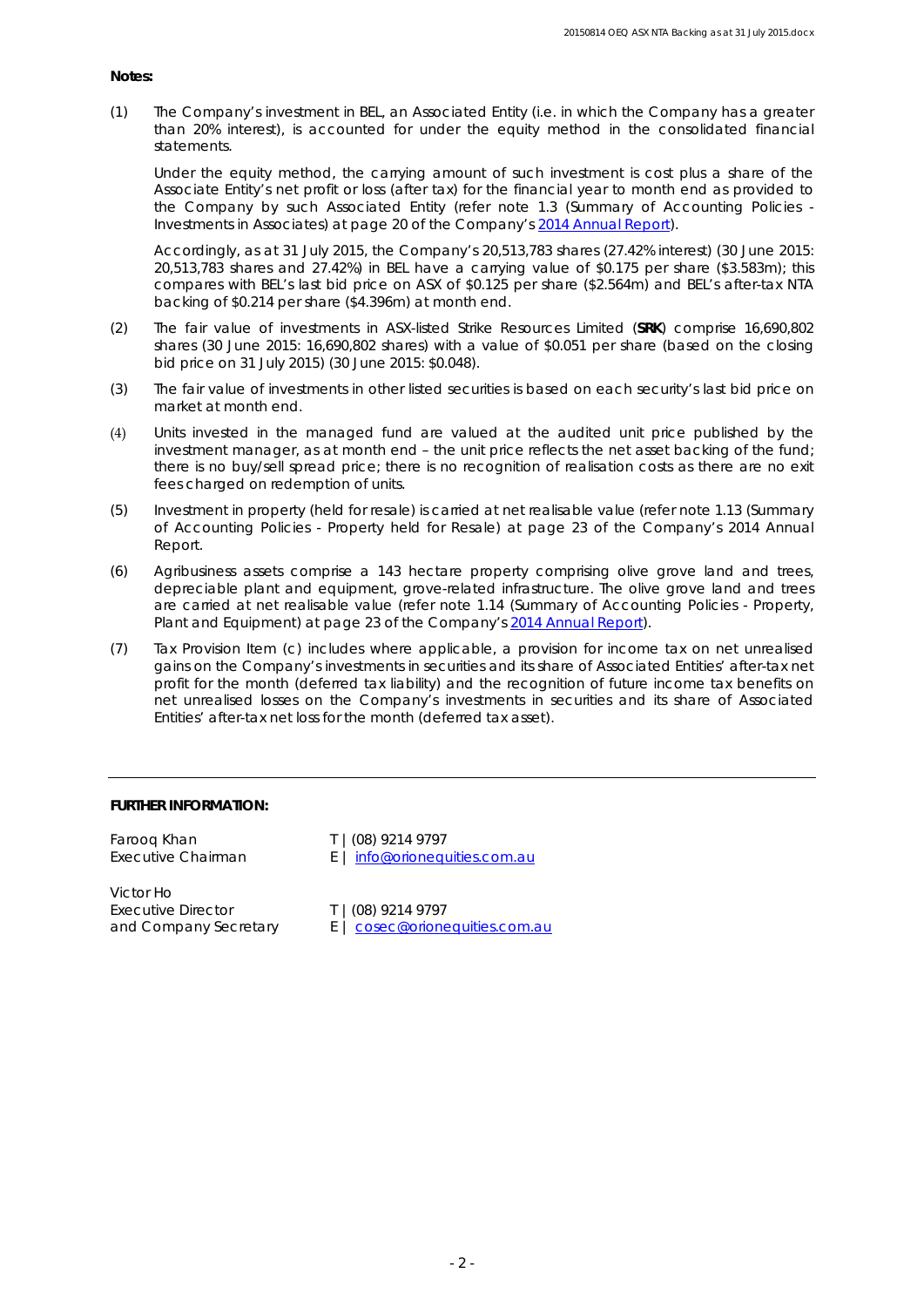**Notes:**

(1) The Company's investment in BEL, an Associated Entity (i.e. in which the Company has a greater than 20% interest), is accounted for under the equity method in the consolidated financial statements.

Under the equity method, the carrying amount of such investment is cost plus a share of the Associate Entity's net profit or loss (after tax) for the financial year to month end as provided to the Company by such Associated Entity (refer note 1.3 (Summary of Accounting Policies - Investments in Associates) at page 20 of the Company's 2014 Annual Report).

Accordingly, as at 31 July 2015, the Company's 20,513,783 shares (27.42% interest) (30 June 2015: 20,513,783 shares and 27.42%) in BEL have a carrying value of $0.175 per share ($3.583m); this compares with BEL's last bid price on ASX of $0.125 per share ($2.564m) and BEL's after-tax NTA backing of $0.214 per share ($4.396m) at month end.

(2) The fair value of investments in ASX-listed Strike Resources Limited (**SRK**) comprise 16,690,802 shares (30 June 2015: 16,690,802 shares) with a value of $0.051 per share (based on the closing bid price on 31 July 2015) (30 June 2015: $0.048).

(3) The fair value of investments in other listed securities is based on each security's last bid price on market at month end.

(4) Units invested in the managed fund are valued at the audited unit price published by the investment manager, as at month end – the unit price reflects the net asset backing of the fund; there is no buy/sell spread price; there is no recognition of realisation costs as there are no exit fees charged on redemption of units.

(5) Investment in property (held for resale) is carried at net realisable value (refer note 1.13 (Summary of Accounting Policies - Property held for Resale) at page 23 of the Company's 2014 Annual Report.

(6) Agribusiness assets comprise a 143 hectare property comprising olive grove land and trees, depreciable plant and equipment, grove-related infrastructure. The olive grove land and trees are carried at net realisable value (refer note 1.14 (Summary of Accounting Policies - Property, Plant and Equipment) at page 23 of the Company's 2014 Annual Report).

(7) Tax Provision Item (c) includes where applicable, a provision for income tax on net unrealised gains on the Company's investments in securities and its share of Associated Entities' after-tax net profit for the month (deferred tax liability) and the recognition of future income tax benefits on net unrealised losses on the Company's investments in securities and its share of Associated Entities' after-tax net loss for the month (deferred tax asset).

---

**FURTHER INFORMATION:**

Farooq Khan
Executive Chairman
T | (08) 9214 9797
E | info@orionequities.com.au

Victor Ho
Executive Director
and Company Secretary
T | (08) 9214 9797
E | cosec@orionequities.com.au